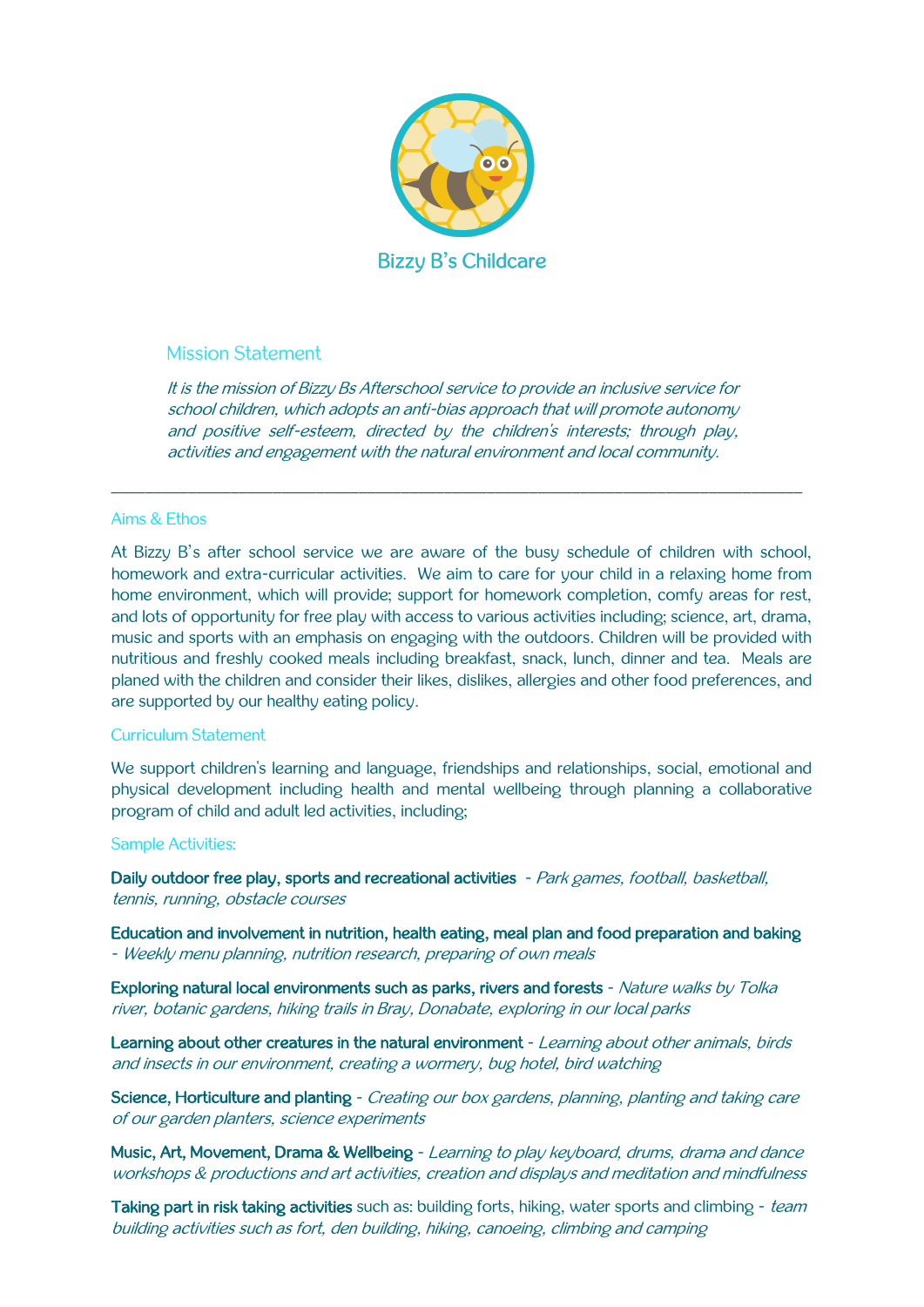# Bizzy B's Childcare

## Mission Statement

*It is the mission of Bizzy Bs Afterschool service to provide an inclusive service for school children, which adopts an anti-bias approach that will promote autonomy and positive self-esteem, directed by the children's interests; through play, activities and engagement with the natural environment and local community.*

---

### Aims & Ethos

At Bizzy B's after school service we are aware of the busy schedule of children with school, homework and extra-curricular activities. We aim to care for your child in a relaxing home from home environment, which will provide; support for homework completion, comfy areas for rest, and lots of opportunity for free play with access to various activities including; science, art, drama, music and sports with an emphasis on engaging with the outdoors. Children will be provided with nutritious and freshly cooked meals including breakfast, snack, lunch, dinner and tea. Meals are planed with the children and consider their likes, dislikes, allergies and other food preferences, and are supported by our healthy eating policy.

### Curriculum Statement

We support children's learning and language, friendships and relationships, social, emotional and physical development including health and mental wellbeing through planning a collaborative program of child and adult led activities, including;

### Sample Activities:

**Daily outdoor free play, sports and recreational activities** - *Park games, football, basketball, tennis, running, obstacle courses*

**Education and involvement in nutrition, health eating, meal plan and food preparation and baking** - *Weekly menu planning, nutrition research, preparing of own meals*

**Exploring natural local environments such as parks, rivers and forests** - *Nature walks by Tolka river, botanic gardens, hiking trails in Bray, Donabate, exploring in our local parks*

**Learning about other creatures in the natural environment** - *Learning about other animals, birds and insects in our environment, creating a wormery, bug hotel, bird watching*

**Science, Horticulture and planting** - *Creating our box gardens, planning, planting and taking care of our garden planters, science experiments*

**Music, Art, Movement, Drama & Wellbeing** - *Learning to play keyboard, drums, drama and dance workshops & productions and art activities, creation and displays and meditation and mindfulness*

**Taking part in risk taking activities** such as: building forts, hiking, water sports and climbing - *team building activities such as fort, den building, hiking, canoeing, climbing and camping*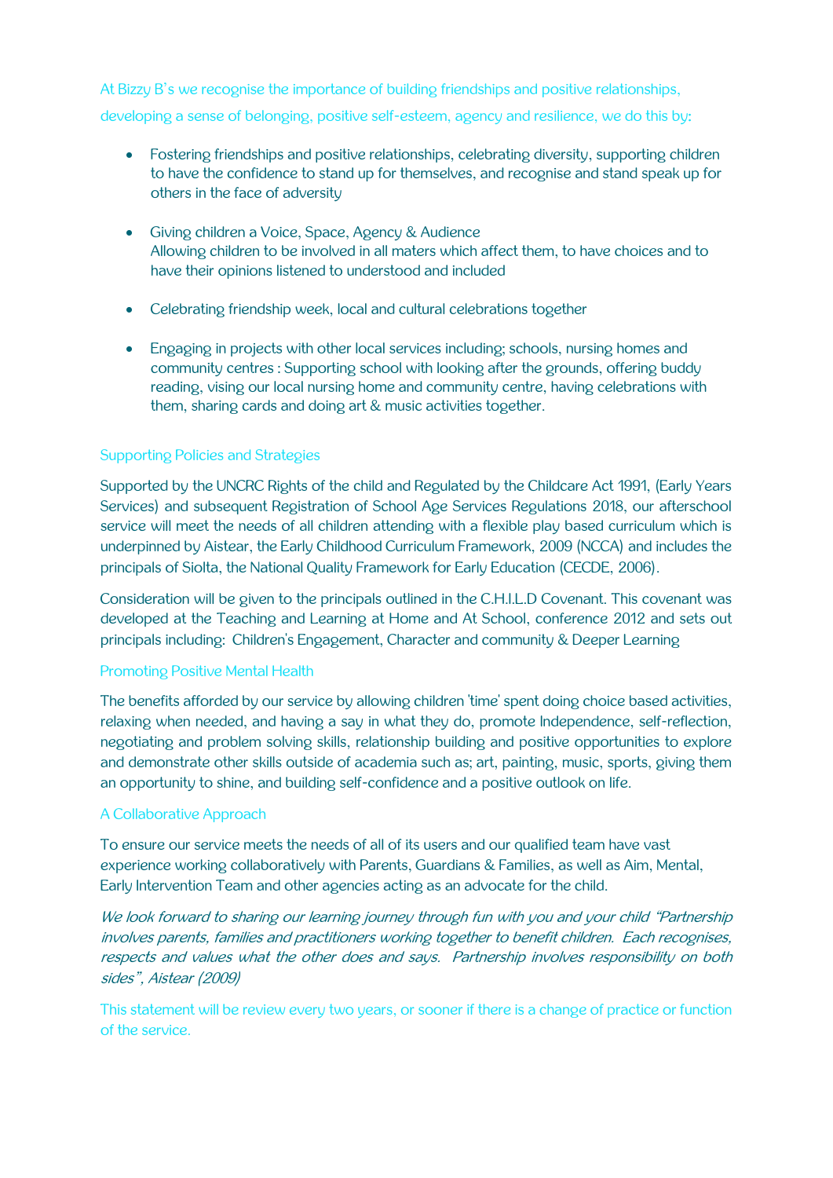At Bizzy B's we recognise the importance of building friendships and positive relationships, developing a sense of belonging, positive self-esteem, agency and resilience, we do this by:

- Fostering friendships and positive relationships, celebrating diversity, supporting children to have the confidence to stand up for themselves, and recognise and stand speak up for others in the face of adversity

- Giving children a Voice, Space, Agency & Audience
  Allowing children to be involved in all maters which affect them, to have choices and to have their opinions listened to understood and included

- Celebrating friendship week, local and cultural celebrations together

- Engaging in projects with other local services including; schools, nursing homes and community centres : Supporting school with looking after the grounds, offering buddy reading, vising our local nursing home and community centre, having celebrations with them, sharing cards and doing art & music activities together.

## Supporting Policies and Strategies

Supported by the UNCRC Rights of the child and Regulated by the Childcare Act 1991, (Early Years Services) and subsequent Registration of School Age Services Regulations 2018, our afterschool service will meet the needs of all children attending with a flexible play based curriculum which is underpinned by Aistear, the Early Childhood Curriculum Framework, 2009 (NCCA) and includes the principals of Siolta, the National Quality Framework for Early Education (CECDE, 2006).

Consideration will be given to the principals outlined in the C.H.I.L.D Covenant. This covenant was developed at the Teaching and Learning at Home and At School, conference 2012 and sets out principals including: Children's Engagement, Character and community & Deeper Learning

## Promoting Positive Mental Health

The benefits afforded by our service by allowing children 'time' spent doing choice based activities, relaxing when needed, and having a say in what they do, promote Independence, self-reflection, negotiating and problem solving skills, relationship building and positive opportunities to explore and demonstrate other skills outside of academia such as; art, painting, music, sports, giving them an opportunity to shine, and building self-confidence and a positive outlook on life.

## A Collaborative Approach

To ensure our service meets the needs of all of its users and our qualified team have vast experience working collaboratively with Parents, Guardians & Families, as well as Aim, Mental, Early Intervention Team and other agencies acting as an advocate for the child.

*We look forward to sharing our learning journey through fun with you and your child "Partnership involves parents, families and practitioners working together to benefit children. Each recognises, respects and values what the other does and says. Partnership involves responsibility on both sides", Aistear (2009)*

This statement will be review every two years, or sooner if there is a change of practice or function of the service.